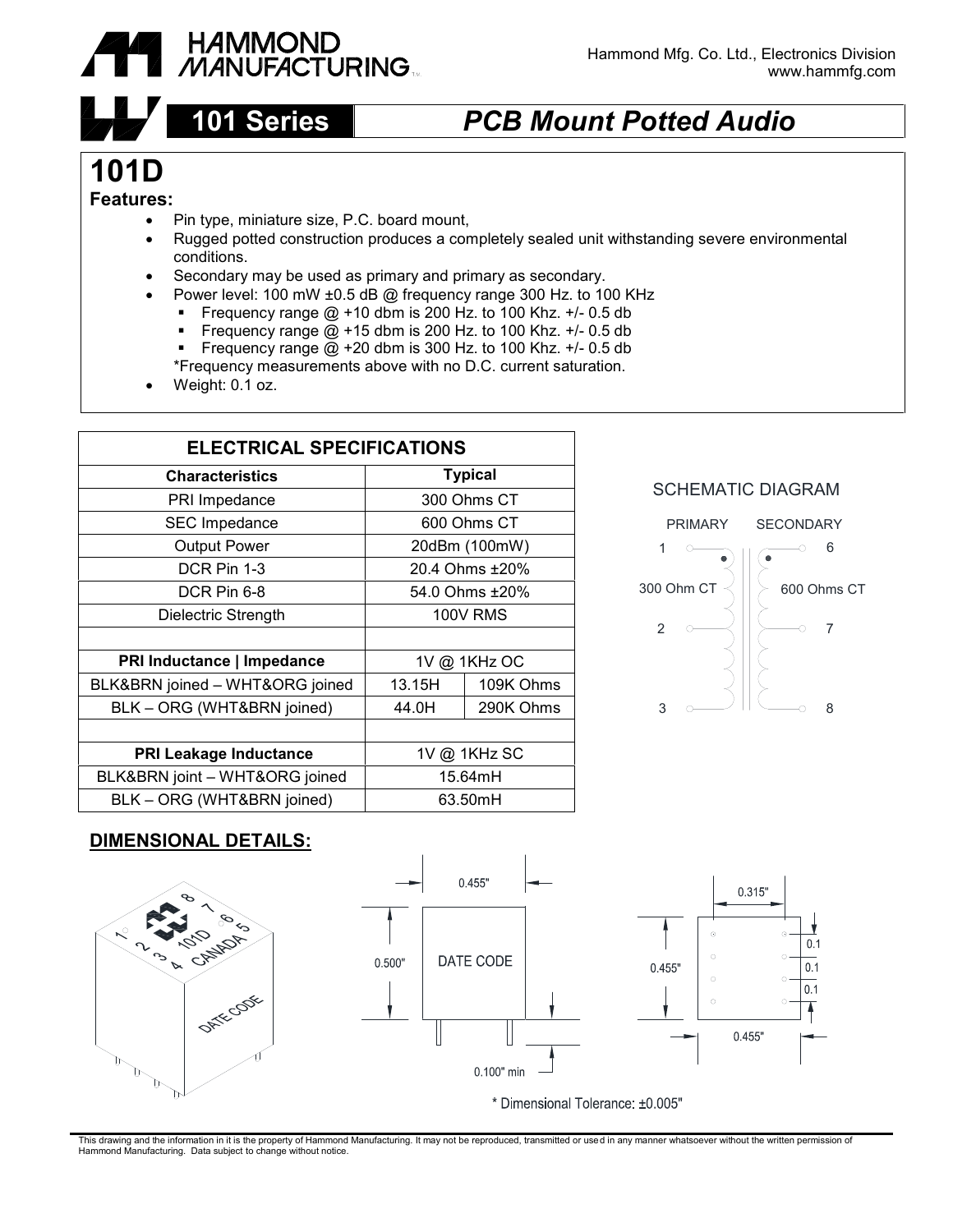Hammond Mfg. Co. Ltd., Electronics Division
www.hammfg.com

# 101 Series — PCB Mount Potted Audio

## 101D

**Features:**

- Pin type, miniature size, P.C. board mount,
- Rugged potted construction produces a completely sealed unit withstanding severe environmental conditions.
- Secondary may be used as primary and primary as secondary.
- Power level: 100 mW ±0.5 dB @ frequency range 300 Hz. to 100 KHz
  - Frequency range @ +10 dbm is 200 Hz. to 100 Khz. +/- 0.5 db
  - Frequency range @ +15 dbm is 200 Hz. to 100 Khz. +/- 0.5 db
  - Frequency range @ +20 dbm is 300 Hz. to 100 Khz. +/- 0.5 db

  *Frequency measurements above with no D.C. current saturation.
- Weight: 0.1 oz.

| ELECTRICAL SPECIFICATIONS | | |
|---|---|---|
| **Characteristics** | **Typical** | |
| PRI Impedance | 300 Ohms CT | |
| SEC Impedance | 600 Ohms CT | |
| Output Power | 20dBm (100mW) | |
| DCR Pin 1-3 | 20.4 Ohms ±20% | |
| DCR Pin 6-8 | 54.0 Ohms ±20% | |
| Dielectric Strength | 100V RMS | |
| | | |
| **PRI Inductance \| Impedance** | 1V @ 1KHz OC | |
| BLK&BRN joined – WHT&ORG joined | 13.15H | 109K Ohms |
| BLK – ORG (WHT&BRN joined) | 44.0H | 290K Ohms |
| | | |
| **PRI Leakage Inductance** | 1V @ 1KHz SC | |
| BLK&BRN joint – WHT&ORG joined | 15.64mH | |
| BLK – ORG (WHT&BRN joined) | 63.50mH | |

SCHEMATIC DIAGRAM

PRIMARY: pins 1, 2, 3 — 300 Ohm CT
SECONDARY: pins 6, 7, 8 — 600 Ohms CT

**DIMENSIONAL DETAILS:**

Top marking: 101D CANADA, pins 1–8, DATE CODE

Side view: 0.455" wide, 0.500" high, DATE CODE, pins 0.100" min

Bottom view: 0.315" pin row spacing, 0.455" x 0.455", pin pitch 0.1, 0.1, 0.1

\* Dimensional Tolerance: ±0.005"

This drawing and the information in it is the property of Hammond Manufacturing. It may not be reproduced, transmitted or used in any manner whatsoever without the written permission of Hammond Manufacturing. Data subject to change without notice.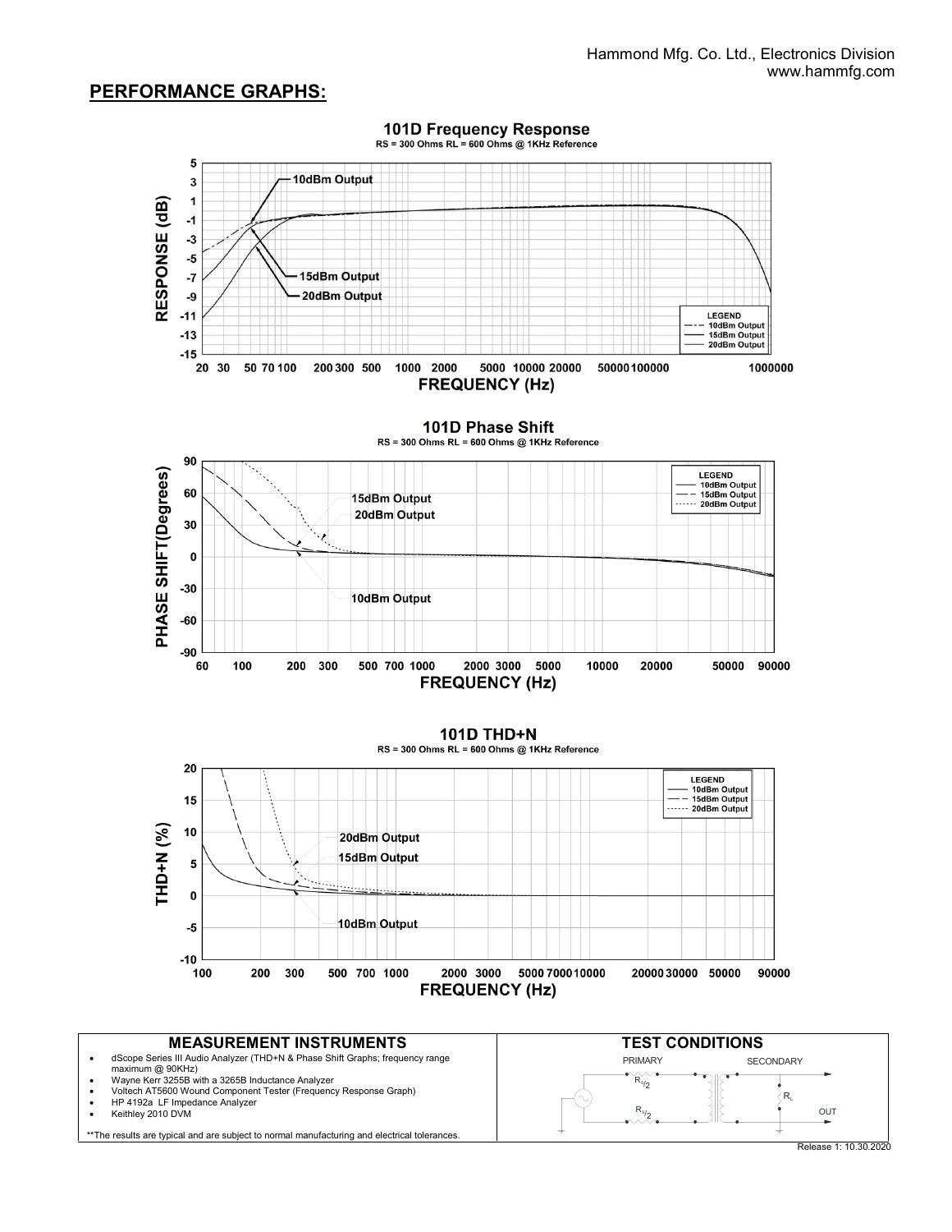## PERFORMANCE GRAPHS:

**101D Frequency Response**

RS = 300 Ohms RL = 600 Ohms @ 1KHz Reference

RESPONSE (dB)

5
3
1
-1
-3
-5
-7
-9
-11
-13
-15

20 30 50 70 100 200 300 500 1000 2000 5000 10000 20000 50000 100000 1000000

FREQUENCY (Hz)

10dBm Output

15dBm Output

20dBm Output

LEGEND
10dBm Output
15dBm Output
20dBm Output

**101D Phase Shift**

RS = 300 Ohms RL = 600 Ohms @ 1KHz Reference

PHASE SHIFT(Degrees)

90
60
30
0
-30
-60
-90

60 100 200 300 500 700 1000 2000 3000 5000 10000 20000 50000 90000

FREQUENCY (Hz)

15dBm Output

20dBm Output

10dBm Output

LEGEND
10dBm Output
15dBm Output
20dBm Output

**101D THD+N**

RS = 300 Ohms RL = 600 Ohms @ 1KHz Reference

THD+N (%)

20
15
10
5
0
-5
-10

100 200 300 500 700 1000 2000 3000 5000 7000 10000 20000 30000 50000 90000

FREQUENCY (Hz)

20dBm Output

15dBm Output

10dBm Output

LEGEND
10dBm Output
15dBm Output
20dBm Output

### MEASUREMENT INSTRUMENTS

- dScope Series III Audio Analyzer (THD+N & Phase Shift Graphs; frequency range maximum @ 90KHz)
- Wayne Kerr 3255B with a 3265B Inductance Analyzer
- Voltech AT5600 Wound Component Tester (Frequency Response Graph)
- HP 4192a LF Impedance Analyzer
- Keithley 2010 DVM

**The results are typical and are subject to normal manufacturing and electrical tolerances.

### TEST CONDITIONS

PRIMARY

SECONDARY

$R_s/2$

$R_s/2$

$R_L$

OUT

Release 1: 10.30.2020